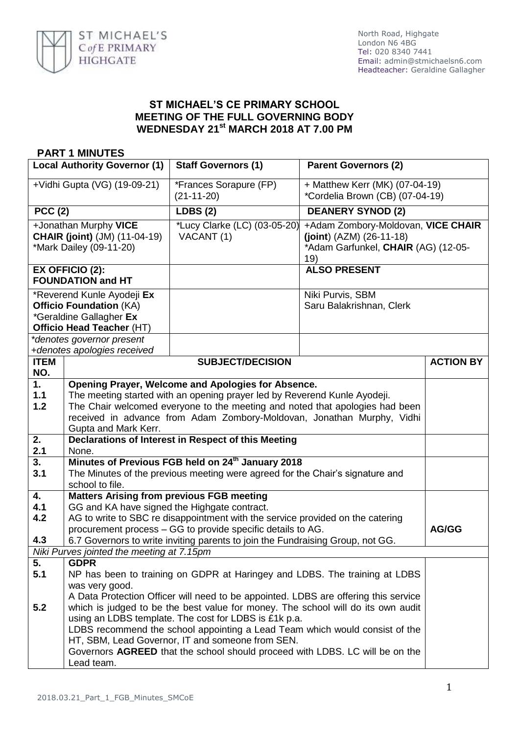ST MICHAEL'S C of E PRIMARY HIGHGATE

North Road, Highgate
London N6 4BG
Tel: 020 8340 7441
Email: admin@stmichaelsn6.com
Headteacher: Geraldine Gallagher

# ST MICHAEL'S CE PRIMARY SCHOOL
# MEETING OF THE FULL GOVERNING BODY
# WEDNESDAY 21st MARCH 2018 AT 7.00 PM

## PART 1 MINUTES

| Local Authority Governor (1) | Staff Governors (1) | Parent Governors (2) |
|---|---|---|
| +Vidhi Gupta (VG) (19-09-21) | *Frances Sorapure (FP) (21-11-20) | + Matthew Kerr (MK) (07-04-19)<br>*Cordelia Brown (CB) (07-04-19) |
| **PCC (2)** | **LDBS (2)** | **DEANERY SYNOD (2)** |
| +Jonathan Murphy **VICE CHAIR (joint)** (JM) (11-04-19)<br>*Mark Dailey (09-11-20) | *Lucy Clarke (LC) (03-05-20)<br>VACANT (1) | +Adam Zombory-Moldovan, **VICE CHAIR (joint)** (AZM) (26-11-18)<br>*Adam Garfunkel, **CHAIR** (AG) (12-05-19) |
| **EX OFFICIO (2): FOUNDATION and HT** | | **ALSO PRESENT** |
| *Reverend Kunle Ayodeji **Ex Officio Foundation** (KA)<br>*Geraldine Gallagher **Ex Officio Head Teacher** (HT) | | Niki Purvis, SBM<br>Saru Balakrishnan, Clerk |
| *\*denotes governor present*<br>*+denotes apologies received* | | |

| ITEM NO. | SUBJECT/DECISION | ACTION BY |
|---|---|---|
| **1.** | **Opening Prayer, Welcome and Apologies for Absence.** | |
| **1.1** | The meeting started with an opening prayer led by Reverend Kunle Ayodeji. | |
| **1.2** | The Chair welcomed everyone to the meeting and noted that apologies had been received in advance from Adam Zombory-Moldovan, Jonathan Murphy, Vidhi Gupta and Mark Kerr. | |
| **2.** | **Declarations of Interest in Respect of this Meeting** | |
| **2.1** | None. | |
| **3.** | **Minutes of Previous FGB held on 24th January 2018** | |
| **3.1** | The Minutes of the previous meeting were agreed for the Chair's signature and school to file. | |
| **4.** | **Matters Arising from previous FGB meeting** | |
| **4.1** | GG and KA have signed the Highgate contract. | |
| **4.2** | AG to write to SBC re disappointment with the service provided on the catering procurement process – GG to provide specific details to AG. | **AG/GG** |
| **4.3** | 6.7 Governors to write inviting parents to join the Fundraising Group, not GG. | |
| *Niki Purves jointed the meeting at 7.15pm* | | |
| **5.** | **GDPR** | |
| **5.1** | NP has been to training on GDPR at Haringey and LDBS. The training at LDBS was very good. | |
| **5.2** | A Data Protection Officer will need to be appointed. LDBS are offering this service which is judged to be the best value for money. The school will do its own audit using an LDBS template. The cost for LDBS is £1k p.a.<br>LDBS recommend the school appointing a Lead Team which would consist of the HT, SBM, Lead Governor, IT and someone from SEN.<br>Governors **AGREED** that the school should proceed with LDBS. LC will be on the Lead team. | |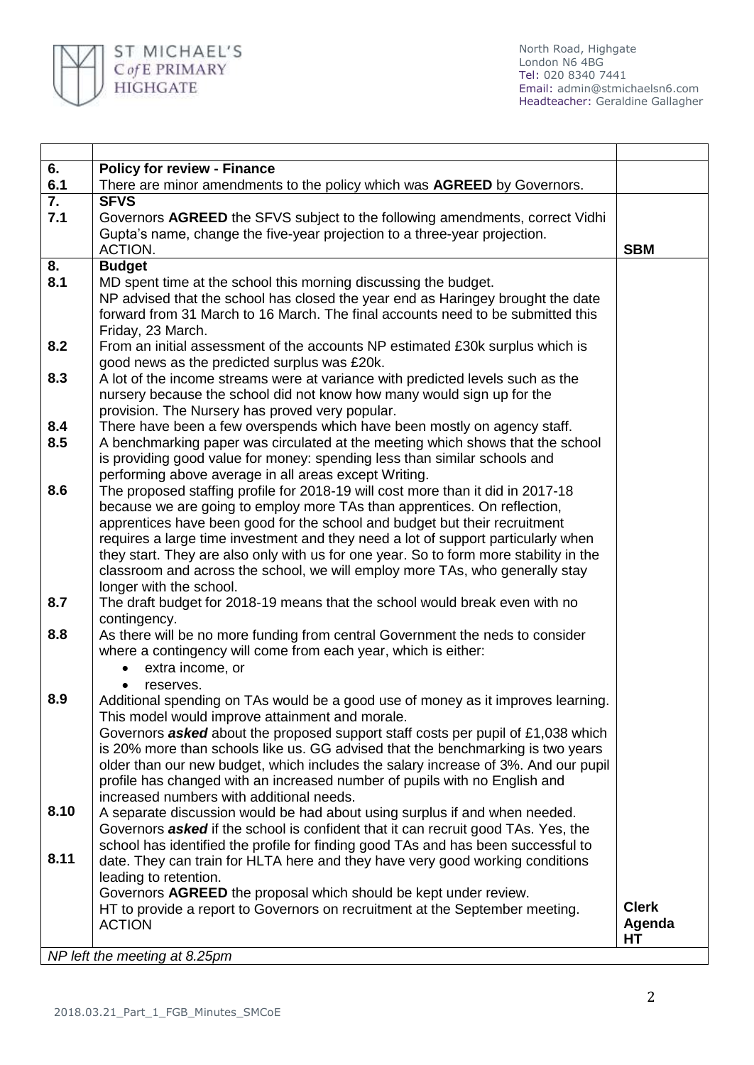| | | |
|---|---|---|
| **6.** | **Policy for review - Finance** | |
| **6.1** | There are minor amendments to the policy which was **AGREED** by Governors. | |
| **7.** | **SFVS** | |
| **7.1** | Governors **AGREED** the SFVS subject to the following amendments, correct Vidhi Gupta's name, change the five-year projection to a three-year projection. ACTION. | **SBM** |
| **8.** | **Budget** | |
| **8.1** | MD spent time at the school this morning discussing the budget. NP advised that the school has closed the year end as Haringey brought the date forward from 31 March to 16 March. The final accounts need to be submitted this Friday, 23 March. | |
| **8.2** | From an initial assessment of the accounts NP estimated £30k surplus which is good news as the predicted surplus was £20k. | |
| **8.3** | A lot of the income streams were at variance with predicted levels such as the nursery because the school did not know how many would sign up for the provision. The Nursery has proved very popular. | |
| **8.4** | There have been a few overspends which have been mostly on agency staff. | |
| **8.5** | A benchmarking paper was circulated at the meeting which shows that the school is providing good value for money: spending less than similar schools and performing above average in all areas except Writing. | |
| **8.6** | The proposed staffing profile for 2018-19 will cost more than it did in 2017-18 because we are going to employ more TAs than apprentices. On reflection, apprentices have been good for the school and budget but their recruitment requires a large time investment and they need a lot of support particularly when they start. They are also only with us for one year. So to form more stability in the classroom and across the school, we will employ more TAs, who generally stay longer with the school. | |
| **8.7** | The draft budget for 2018-19 means that the school would break even with no contingency. | |
| **8.8** | As there will be no more funding from central Government the neds to consider where a contingency will come from each year, which is either:<br>• extra income, or<br>• reserves. | |
| **8.9** | Additional spending on TAs would be a good use of money as it improves learning. This model would improve attainment and morale.<br>Governors ***asked*** about the proposed support staff costs per pupil of £1,038 which is 20% more than schools like us. GG advised that the benchmarking is two years older than our new budget, which includes the salary increase of 3%. And our pupil profile has changed with an increased number of pupils with no English and increased numbers with additional needs. | |
| **8.10** | A separate discussion would be had about using surplus if and when needed.<br>Governors ***asked*** if the school is confident that it can recruit good TAs. Yes, the school has identified the profile for finding good TAs and has been successful to date. They can train for HLTA here and they have very good working conditions leading to retention. | |
| **8.11** | Governors **AGREED** the proposal which should be kept under review.<br>HT to provide a report to Governors on recruitment at the September meeting. ACTION | **Clerk Agenda HT** |
| *NP left the meeting at 8.25pm* | | |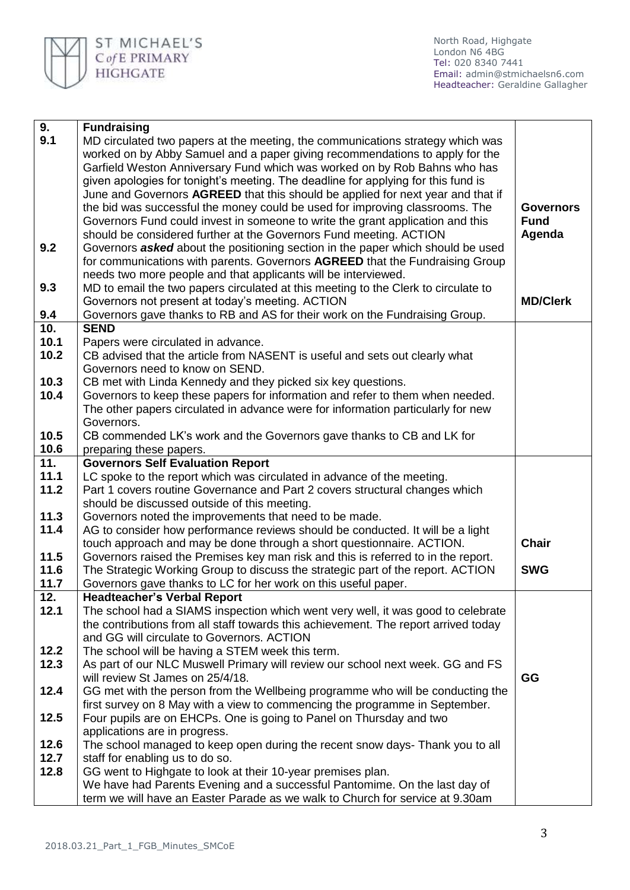| | | |
|---|---|---|
| **9.** | **Fundraising** | |
| **9.1** | MD circulated two papers at the meeting, the communications strategy which was worked on by Abby Samuel and a paper giving recommendations to apply for the Garfield Weston Anniversary Fund which was worked on by Rob Bahns who has given apologies for tonight's meeting. The deadline for applying for this fund is June and Governors **AGREED** that this should be applied for next year and that if the bid was successful the money could be used for improving classrooms. The Governors Fund could invest in someone to write the grant application and this should be considered further at the Governors Fund meeting. ACTION | **Governors Fund Agenda** |
| **9.2** | Governors ***asked*** about the positioning section in the paper which should be used for communications with parents. Governors **AGREED** that the Fundraising Group needs two more people and that applicants will be interviewed. | |
| **9.3** | MD to email the two papers circulated at this meeting to the Clerk to circulate to Governors not present at today's meeting. ACTION | **MD/Clerk** |
| **9.4** | Governors gave thanks to RB and AS for their work on the Fundraising Group. | |
| **10.** | **SEND** | |
| **10.1** | Papers were circulated in advance. | |
| **10.2** | CB advised that the article from NASENT is useful and sets out clearly what Governors need to know on SEND. | |
| **10.3** | CB met with Linda Kennedy and they picked six key questions. | |
| **10.4** | Governors to keep these papers for information and refer to them when needed. The other papers circulated in advance were for information particularly for new Governors. | |
| **10.5** | CB commended LK's work and the Governors gave thanks to CB and LK for | |
| **10.6** | preparing these papers. | |
| **11.** | **Governors Self Evaluation Report** | |
| **11.1** | LC spoke to the report which was circulated in advance of the meeting. | |
| **11.2** | Part 1 covers routine Governance and Part 2 covers structural changes which should be discussed outside of this meeting. | |
| **11.3** | Governors noted the improvements that need to be made. | |
| **11.4** | AG to consider how performance reviews should be conducted. It will be a light touch approach and may be done through a short questionnaire. ACTION. | **Chair** |
| **11.5** | Governors raised the Premises key man risk and this is referred to in the report. | |
| **11.6** | The Strategic Working Group to discuss the strategic part of the report. ACTION | **SWG** |
| **11.7** | Governors gave thanks to LC for her work on this useful paper. | |
| **12.** | **Headteacher's Verbal Report** | |
| **12.1** | The school had a SIAMS inspection which went very well, it was good to celebrate the contributions from all staff towards this achievement. The report arrived today and GG will circulate to Governors. ACTION | |
| **12.2** | The school will be having a STEM week this term. | |
| **12.3** | As part of our NLC Muswell Primary will review our school next week. GG and FS will review St James on 25/4/18. | **GG** |
| **12.4** | GG met with the person from the Wellbeing programme who will be conducting the first survey on 8 May with a view to commencing the programme in September. | |
| **12.5** | Four pupils are on EHCPs. One is going to Panel on Thursday and two applications are in progress. | |
| **12.6** | The school managed to keep open during the recent snow days- Thank you to all | |
| **12.7** | staff for enabling us to do so. | |
| **12.8** | GG went to Highgate to look at their 10-year premises plan. We have had Parents Evening and a successful Pantomime. On the last day of term we will have an Easter Parade as we walk to Church for service at 9.30am | |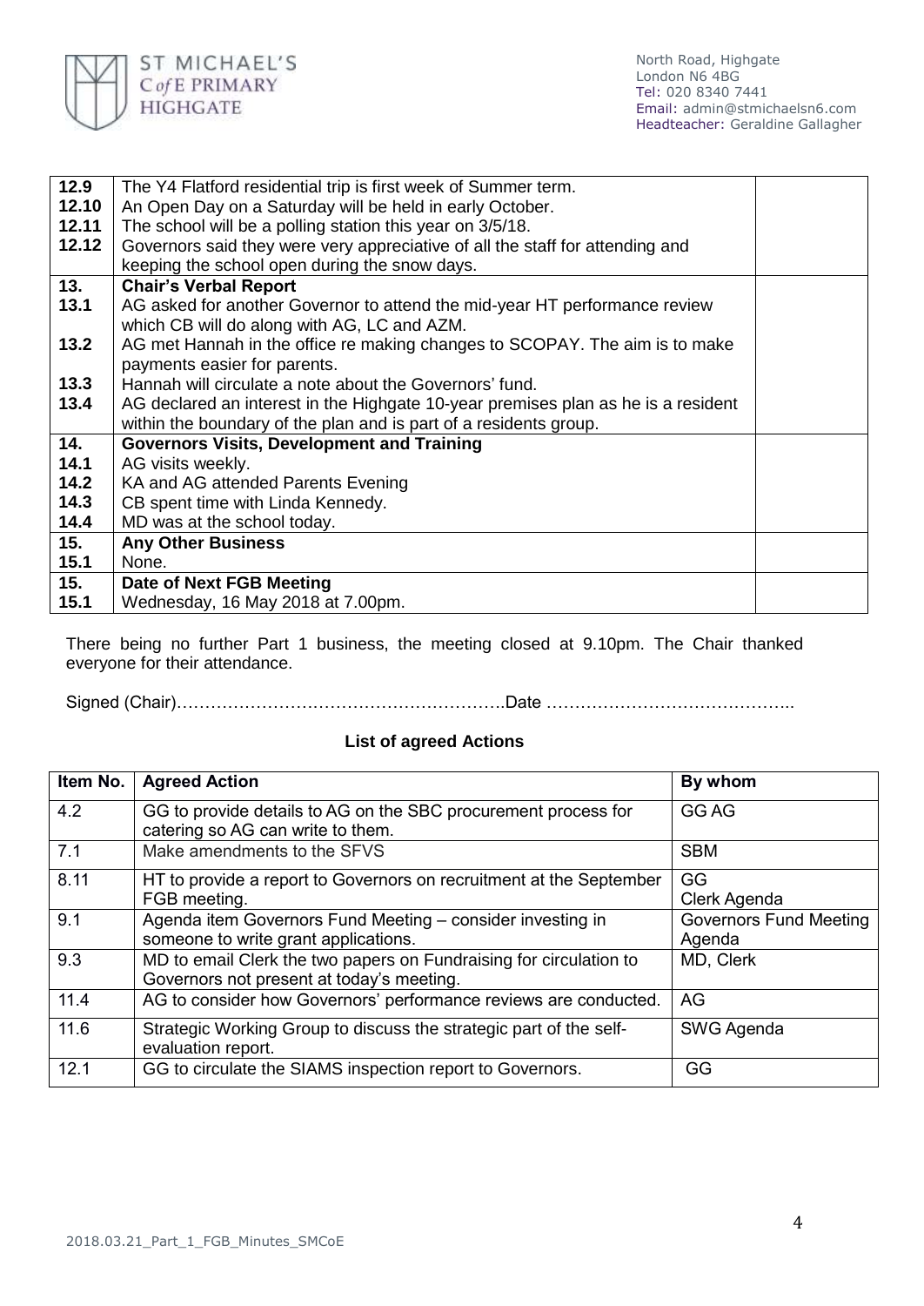| | | |
|---|---|---|
| **12.9** | The Y4 Flatford residential trip is first week of Summer term. | |
| **12.10** | An Open Day on a Saturday will be held in early October. | |
| **12.11** | The school will be a polling station this year on 3/5/18. | |
| **12.12** | Governors said they were very appreciative of all the staff for attending and keeping the school open during the snow days. | |
| **13.** | **Chair's Verbal Report** | |
| **13.1** | AG asked for another Governor to attend the mid-year HT performance review which CB will do along with AG, LC and AZM. | |
| **13.2** | AG met Hannah in the office re making changes to SCOPAY. The aim is to make payments easier for parents. | |
| **13.3** | Hannah will circulate a note about the Governors' fund. | |
| **13.4** | AG declared an interest in the Highgate 10-year premises plan as he is a resident within the boundary of the plan and is part of a residents group. | |
| **14.** | **Governors Visits, Development and Training** | |
| **14.1** | AG visits weekly. | |
| **14.2** | KA and AG attended Parents Evening | |
| **14.3** | CB spent time with Linda Kennedy. | |
| **14.4** | MD was at the school today. | |
| **15.** | **Any Other Business** | |
| **15.1** | None. | |
| **15.** | **Date of Next FGB Meeting** | |
| **15.1** | Wednesday, 16 May 2018 at 7.00pm. | |

There being no further Part 1 business, the meeting closed at 9.10pm. The Chair thanked everyone for their attendance.

Signed (Chair)………………………………………………….Date ……………………………………..

### List of agreed Actions

| Item No. | Agreed Action | By whom |
|---|---|---|
| 4.2 | GG to provide details to AG on the SBC procurement process for catering so AG can write to them. | GG AG |
| 7.1 | Make amendments to the SFVS | SBM |
| 8.11 | HT to provide a report to Governors on recruitment at the September FGB meeting. | GG<br>Clerk Agenda |
| 9.1 | Agenda item Governors Fund Meeting – consider investing in someone to write grant applications. | Governors Fund Meeting Agenda |
| 9.3 | MD to email Clerk the two papers on Fundraising for circulation to Governors not present at today's meeting. | MD, Clerk |
| 11.4 | AG to consider how Governors' performance reviews are conducted. | AG |
| 11.6 | Strategic Working Group to discuss the strategic part of the self-evaluation report. | SWG Agenda |
| 12.1 | GG to circulate the SIAMS inspection report to Governors. | GG |